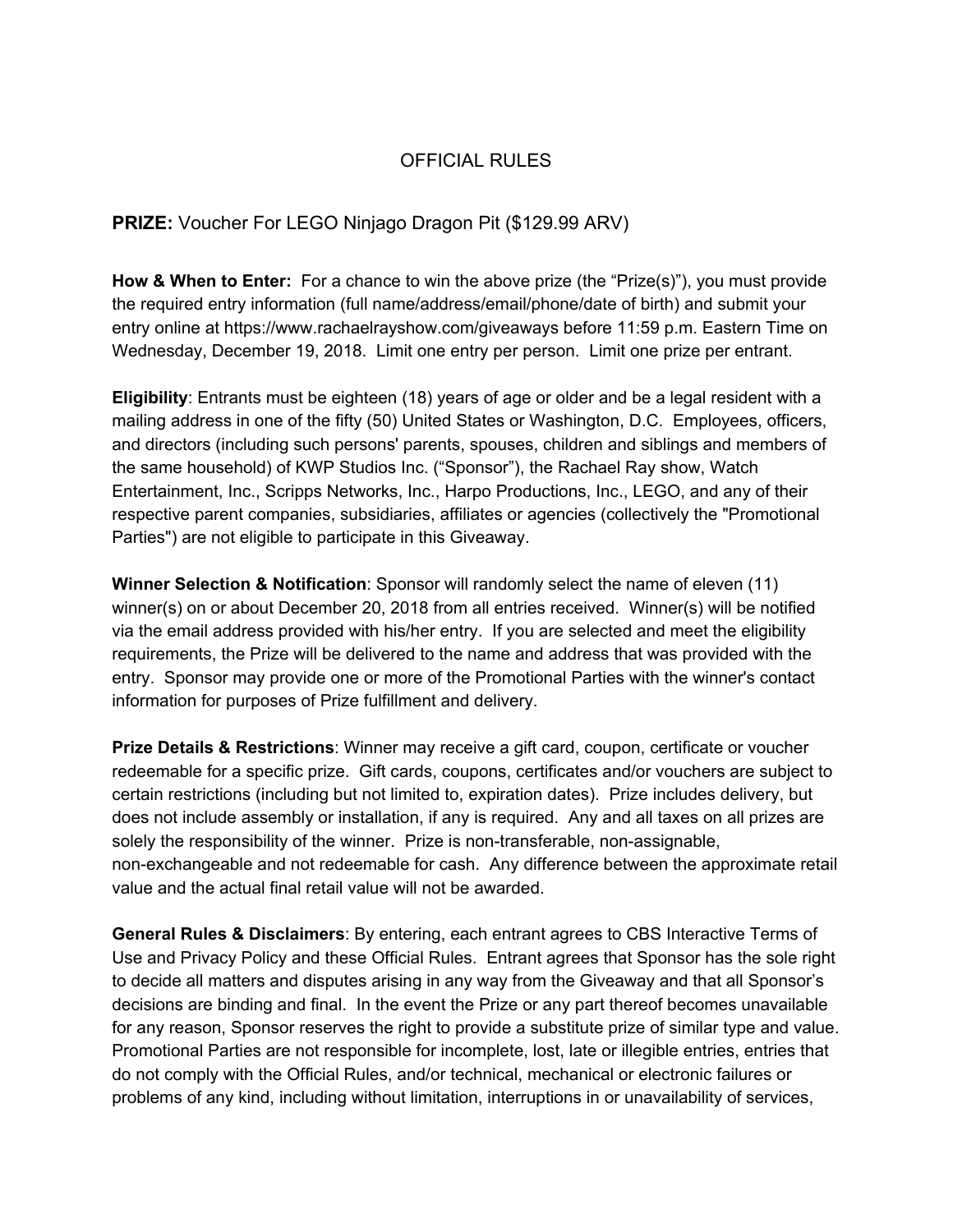# OFFICIAL RULES

**PRIZE:** Voucher For LEGO Ninjago Dragon Pit ($129.99 ARV)

**How & When to Enter:** For a chance to win the above prize (the "Prize(s)"), you must provide the required entry information (full name/address/email/phone/date of birth) and submit your entry online at https://www.rachaelrayshow.com/giveaways before 11:59 p.m. Eastern Time on Wednesday, December 19, 2018. Limit one entry per person. Limit one prize per entrant.

**Eligibility**: Entrants must be eighteen (18) years of age or older and be a legal resident with a mailing address in one of the fifty (50) United States or Washington, D.C. Employees, officers, and directors (including such persons' parents, spouses, children and siblings and members of the same household) of KWP Studios Inc. ("Sponsor"), the Rachael Ray show, Watch Entertainment, Inc., Scripps Networks, Inc., Harpo Productions, Inc., LEGO, and any of their respective parent companies, subsidiaries, affiliates or agencies (collectively the "Promotional Parties") are not eligible to participate in this Giveaway.

**Winner Selection & Notification**: Sponsor will randomly select the name of eleven (11) winner(s) on or about December 20, 2018 from all entries received. Winner(s) will be notified via the email address provided with his/her entry. If you are selected and meet the eligibility requirements, the Prize will be delivered to the name and address that was provided with the entry. Sponsor may provide one or more of the Promotional Parties with the winner's contact information for purposes of Prize fulfillment and delivery.

**Prize Details & Restrictions**: Winner may receive a gift card, coupon, certificate or voucher redeemable for a specific prize. Gift cards, coupons, certificates and/or vouchers are subject to certain restrictions (including but not limited to, expiration dates). Prize includes delivery, but does not include assembly or installation, if any is required. Any and all taxes on all prizes are solely the responsibility of the winner. Prize is non-transferable, non-assignable, non-exchangeable and not redeemable for cash. Any difference between the approximate retail value and the actual final retail value will not be awarded.

**General Rules & Disclaimers**: By entering, each entrant agrees to CBS Interactive Terms of Use and Privacy Policy and these Official Rules. Entrant agrees that Sponsor has the sole right to decide all matters and disputes arising in any way from the Giveaway and that all Sponsor's decisions are binding and final. In the event the Prize or any part thereof becomes unavailable for any reason, Sponsor reserves the right to provide a substitute prize of similar type and value. Promotional Parties are not responsible for incomplete, lost, late or illegible entries, entries that do not comply with the Official Rules, and/or technical, mechanical or electronic failures or problems of any kind, including without limitation, interruptions in or unavailability of services,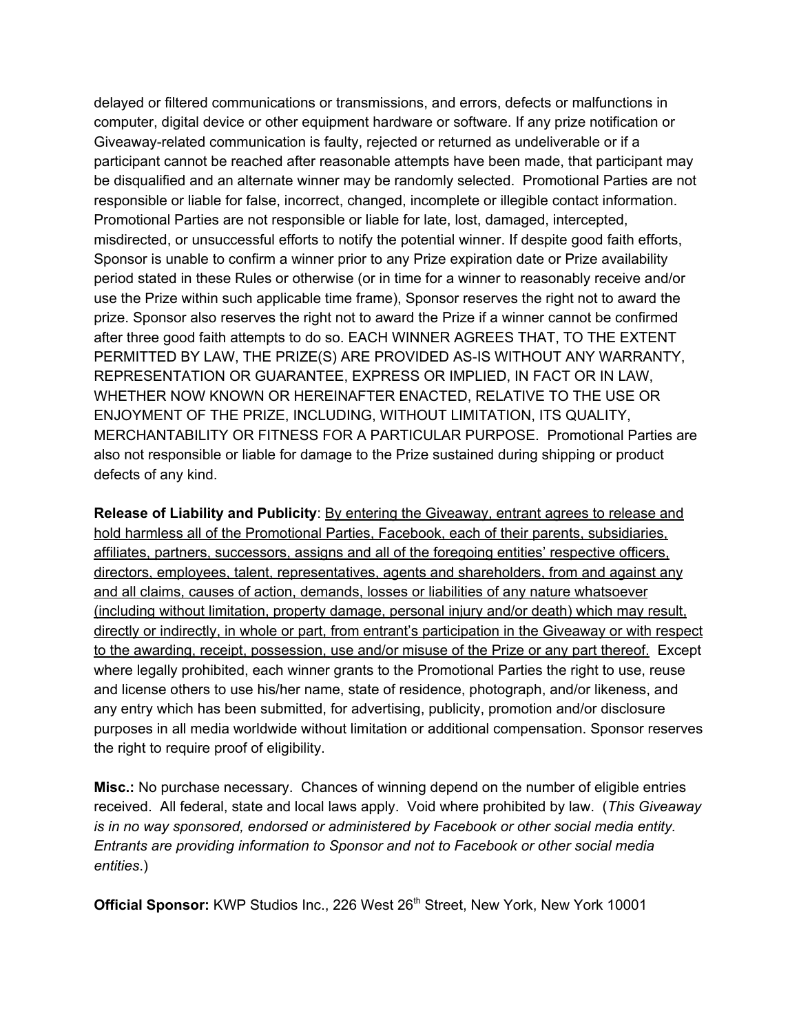delayed or filtered communications or transmissions, and errors, defects or malfunctions in computer, digital device or other equipment hardware or software. If any prize notification or Giveaway-related communication is faulty, rejected or returned as undeliverable or if a participant cannot be reached after reasonable attempts have been made, that participant may be disqualified and an alternate winner may be randomly selected. Promotional Parties are not responsible or liable for false, incorrect, changed, incomplete or illegible contact information. Promotional Parties are not responsible or liable for late, lost, damaged, intercepted, misdirected, or unsuccessful efforts to notify the potential winner. If despite good faith efforts, Sponsor is unable to confirm a winner prior to any Prize expiration date or Prize availability period stated in these Rules or otherwise (or in time for a winner to reasonably receive and/or use the Prize within such applicable time frame), Sponsor reserves the right not to award the prize. Sponsor also reserves the right not to award the Prize if a winner cannot be confirmed after three good faith attempts to do so. EACH WINNER AGREES THAT, TO THE EXTENT PERMITTED BY LAW, THE PRIZE(S) ARE PROVIDED AS-IS WITHOUT ANY WARRANTY, REPRESENTATION OR GUARANTEE, EXPRESS OR IMPLIED, IN FACT OR IN LAW, WHETHER NOW KNOWN OR HEREINAFTER ENACTED, RELATIVE TO THE USE OR ENJOYMENT OF THE PRIZE, INCLUDING, WITHOUT LIMITATION, ITS QUALITY, MERCHANTABILITY OR FITNESS FOR A PARTICULAR PURPOSE. Promotional Parties are also not responsible or liable for damage to the Prize sustained during shipping or product defects of any kind.

**Release of Liability and Publicity**: By entering the Giveaway, entrant agrees to release and hold harmless all of the Promotional Parties, Facebook, each of their parents, subsidiaries, affiliates, partners, successors, assigns and all of the foregoing entities' respective officers, directors, employees, talent, representatives, agents and shareholders, from and against any and all claims, causes of action, demands, losses or liabilities of any nature whatsoever (including without limitation, property damage, personal injury and/or death) which may result, directly or indirectly, in whole or part, from entrant's participation in the Giveaway or with respect to the awarding, receipt, possession, use and/or misuse of the Prize or any part thereof. Except where legally prohibited, each winner grants to the Promotional Parties the right to use, reuse and license others to use his/her name, state of residence, photograph, and/or likeness, and any entry which has been submitted, for advertising, publicity, promotion and/or disclosure purposes in all media worldwide without limitation or additional compensation. Sponsor reserves the right to require proof of eligibility.

**Misc.:** No purchase necessary. Chances of winning depend on the number of eligible entries received. All federal, state and local laws apply. Void where prohibited by law. (*This Giveaway is in no way sponsored, endorsed or administered by Facebook or other social media entity. Entrants are providing information to Sponsor and not to Facebook or other social media entities*.)

**Official Sponsor:** KWP Studios Inc., 226 West 26th Street, New York, New York 10001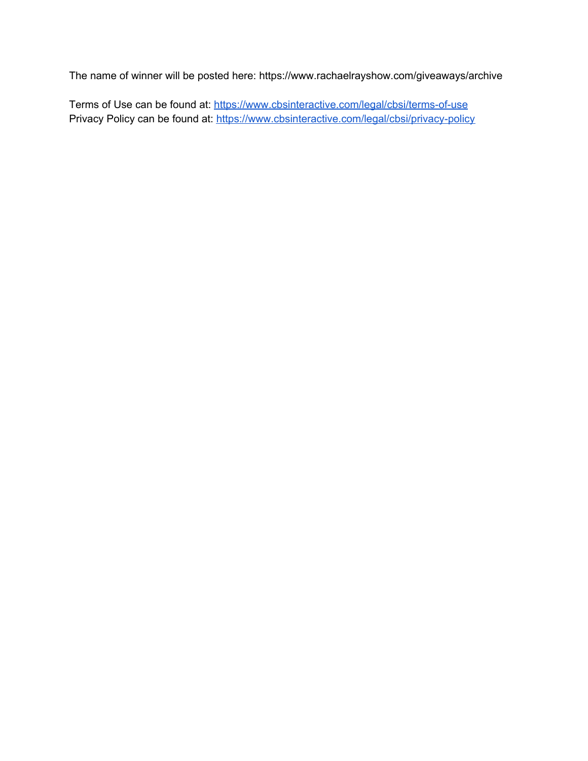The name of winner will be posted here: https://www.rachaelrayshow.com/giveaways/archive

Terms of Use can be found at: https://www.cbsinteractive.com/legal/cbsi/terms-of-use
Privacy Policy can be found at: https://www.cbsinteractive.com/legal/cbsi/privacy-policy